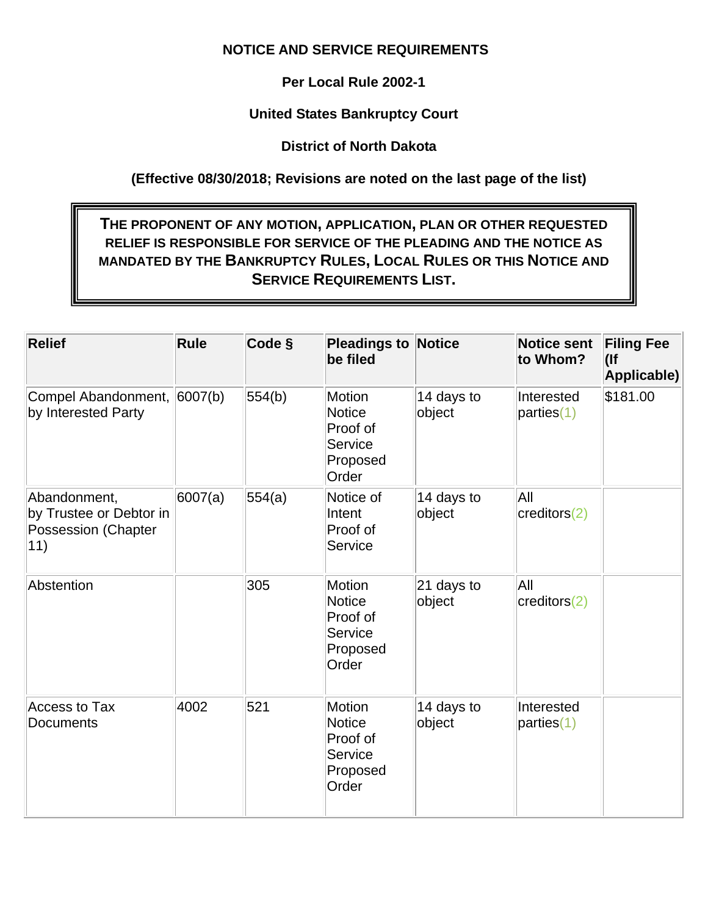**NOTICE AND SERVICE REQUIREMENTS**

**Per Local Rule 2002-1**

**United States Bankruptcy Court**

**District of North Dakota**

**(Effective 08/30/2018; Revisions are noted on the last page of the list)**

**THE PROPONENT OF ANY MOTION, APPLICATION, PLAN OR OTHER REQUESTED RELIEF IS RESPONSIBLE FOR SERVICE OF THE PLEADING AND THE NOTICE AS MANDATED BY THE BANKRUPTCY RULES, LOCAL RULES OR THIS NOTICE AND SERVICE REQUIREMENTS LIST.**

| Relief | Rule | Code § | Pleadings to be filed | Notice | Notice sent to Whom? | Filing Fee (If Applicable) |
|---|---|---|---|---|---|---|
| Compel Abandonment, by Interested Party | 6007(b) | 554(b) | Motion<br>Notice<br>Proof of Service<br>Proposed Order | 14 days to object | Interested parties(1) | $181.00 |
| Abandonment, by Trustee or Debtor in Possession (Chapter 11) | 6007(a) | 554(a) | Notice of Intent<br>Proof of Service | 14 days to object | All creditors(2) | |
| Abstention | | 305 | Motion<br>Notice<br>Proof of Service<br>Proposed Order | 21 days to object | All creditors(2) | |
| Access to Tax Documents | 4002 | 521 | Motion<br>Notice<br>Proof of Service<br>Proposed Order | 14 days to object | Interested parties(1) | |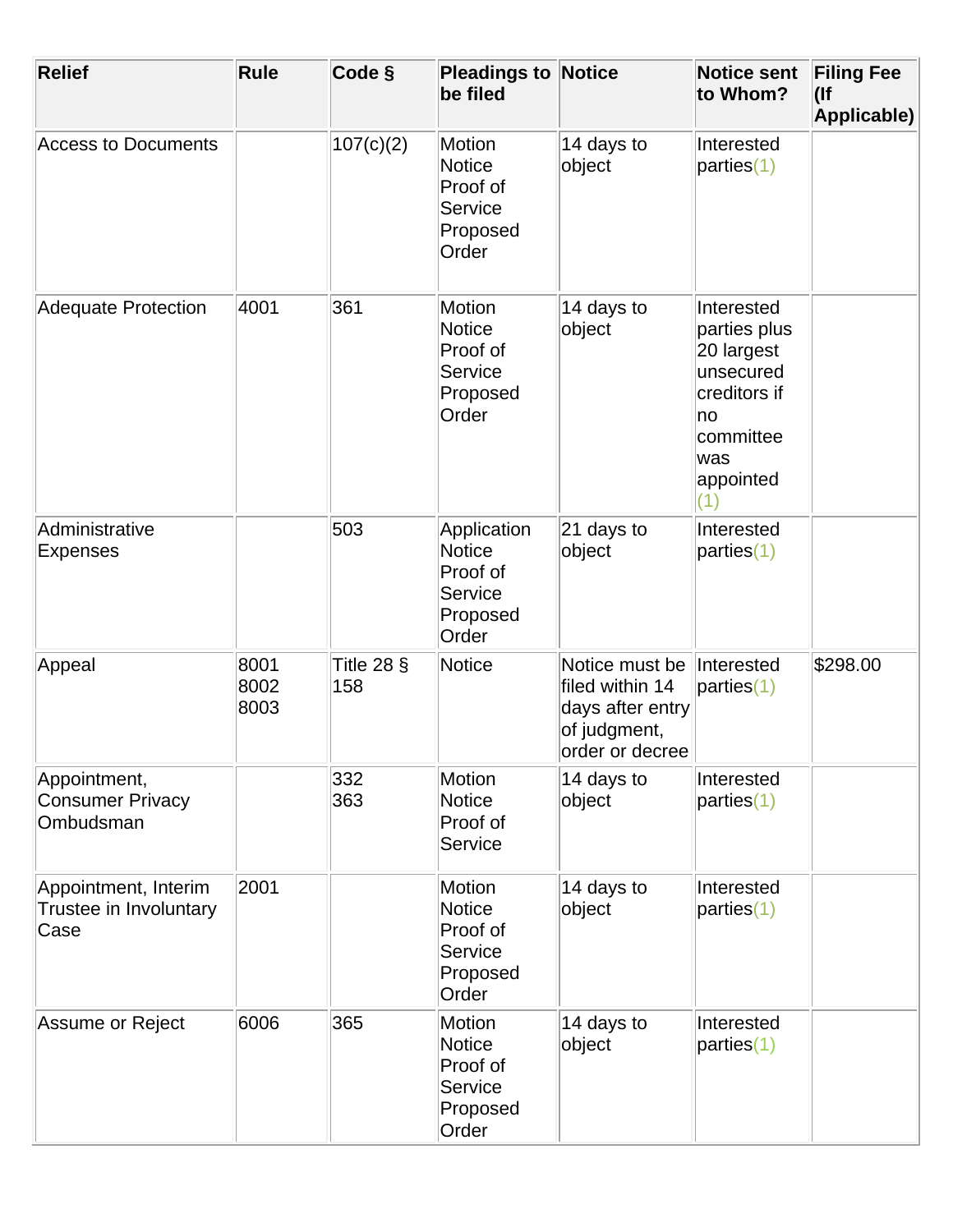| Relief | Rule | Code § | Pleadings to be filed | Notice | Notice sent to Whom? | Filing Fee (If Applicable) |
|---|---|---|---|---|---|---|
| Access to Documents | | 107(c)(2) | Motion Notice Proof of Service Proposed Order | 14 days to object | Interested parties(1) | |
| Adequate Protection | 4001 | 361 | Motion Notice Proof of Service Proposed Order | 14 days to object | Interested parties plus 20 largest unsecured creditors if no committee was appointed (1) | |
| Administrative Expenses | | 503 | Application Notice Proof of Service Proposed Order | 21 days to object | Interested parties(1) | |
| Appeal | 8001 8002 8003 | Title 28 § 158 | Notice | Notice must be filed within 14 days after entry of judgment, order or decree | Interested parties(1) | $298.00 |
| Appointment, Consumer Privacy Ombudsman | | 332 363 | Motion Notice Proof of Service | 14 days to object | Interested parties(1) | |
| Appointment, Interim Trustee in Involuntary Case | 2001 | | Motion Notice Proof of Service Proposed Order | 14 days to object | Interested parties(1) | |
| Assume or Reject | 6006 | 365 | Motion Notice Proof of Service Proposed Order | 14 days to object | Interested parties(1) | |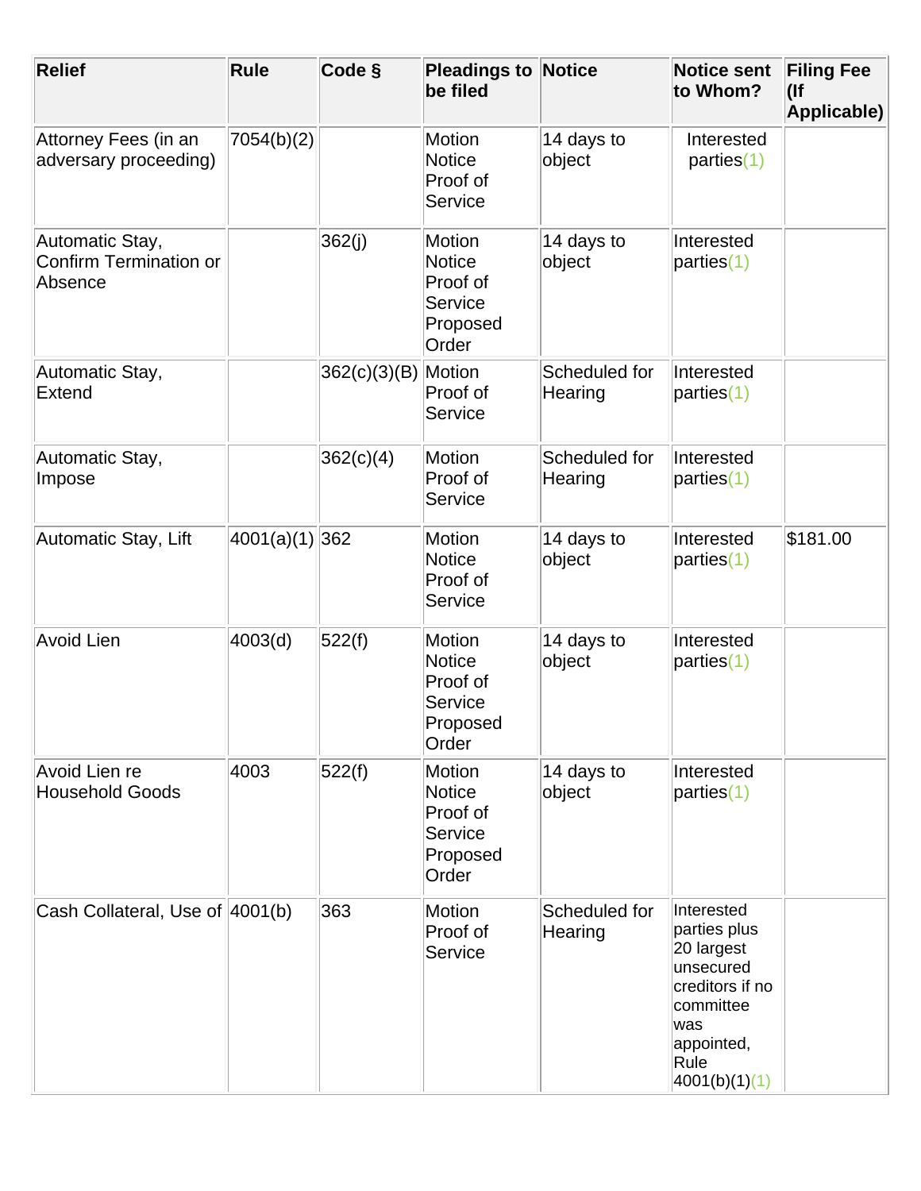| Relief | Rule | Code § | Pleadings to be filed | Notice | Notice sent to Whom? | Filing Fee (If Applicable) |
|---|---|---|---|---|---|---|
| Attorney Fees (in an adversary proceeding) | 7054(b)(2) | | Motion Notice Proof of Service | 14 days to object | Interested parties(1) | |
| Automatic Stay, Confirm Termination or Absence | | 362(j) | Motion Notice Proof of Service Proposed Order | 14 days to object | Interested parties(1) | |
| Automatic Stay, Extend | | 362(c)(3)(B) | Motion Proof of Service | Scheduled for Hearing | Interested parties(1) | |
| Automatic Stay, Impose | | 362(c)(4) | Motion Proof of Service | Scheduled for Hearing | Interested parties(1) | |
| Automatic Stay, Lift | 4001(a)(1) | 362 | Motion Notice Proof of Service | 14 days to object | Interested parties(1) | $181.00 |
| Avoid Lien | 4003(d) | 522(f) | Motion Notice Proof of Service Proposed Order | 14 days to object | Interested parties(1) | |
| Avoid Lien re Household Goods | 4003 | 522(f) | Motion Notice Proof of Service Proposed Order | 14 days to object | Interested parties(1) | |
| Cash Collateral, Use of | 4001(b) | 363 | Motion Proof of Service | Scheduled for Hearing | Interested parties plus 20 largest unsecured creditors if no committee was appointed, Rule 4001(b)(1)(1) | |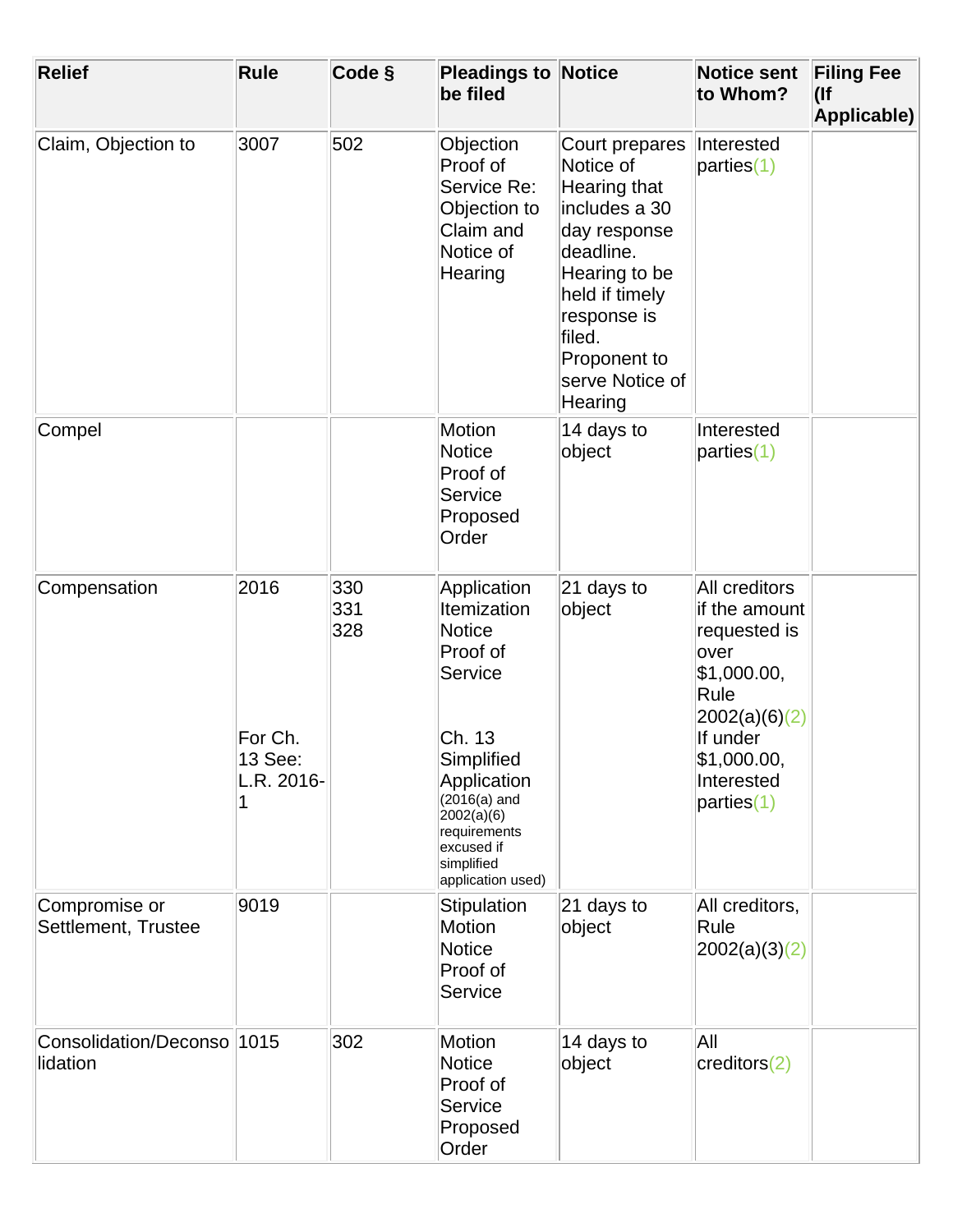| Relief | Rule | Code § | Pleadings to be filed | Notice | Notice sent to Whom? | Filing Fee (If Applicable) |
|---|---|---|---|---|---|---|
| Claim, Objection to | 3007 | 502 | Objection<br>Proof of Service Re: Objection to Claim and Notice of Hearing | Court prepares Notice of Hearing that includes a 30 day response deadline. Hearing to be held if timely response is filed. Proponent to serve Notice of Hearing | Interested parties(1) | |
| Compel | | | Motion<br>Notice<br>Proof of Service<br>Proposed Order | 14 days to object | Interested parties(1) | |
| Compensation | 2016<br><br>For Ch. 13 See: L.R. 2016-1 | 330<br>331<br>328 | Application<br>Itemization<br>Notice<br>Proof of Service<br><br>Ch. 13 Simplified Application (2016(a) and 2002(a)(6) requirements excused if simplified application used) | 21 days to object | All creditors if the amount requested is over $1,000.00, Rule 2002(a)(6)(2)<br>If under $1,000.00, Interested parties(1) | |
| Compromise or Settlement, Trustee | 9019 | | Stipulation<br>Motion<br>Notice<br>Proof of Service | 21 days to object | All creditors, Rule 2002(a)(3)(2) | |
| Consolidation/Deconsolidation | 1015 | 302 | Motion<br>Notice<br>Proof of Service<br>Proposed Order | 14 days to object | All creditors(2) | |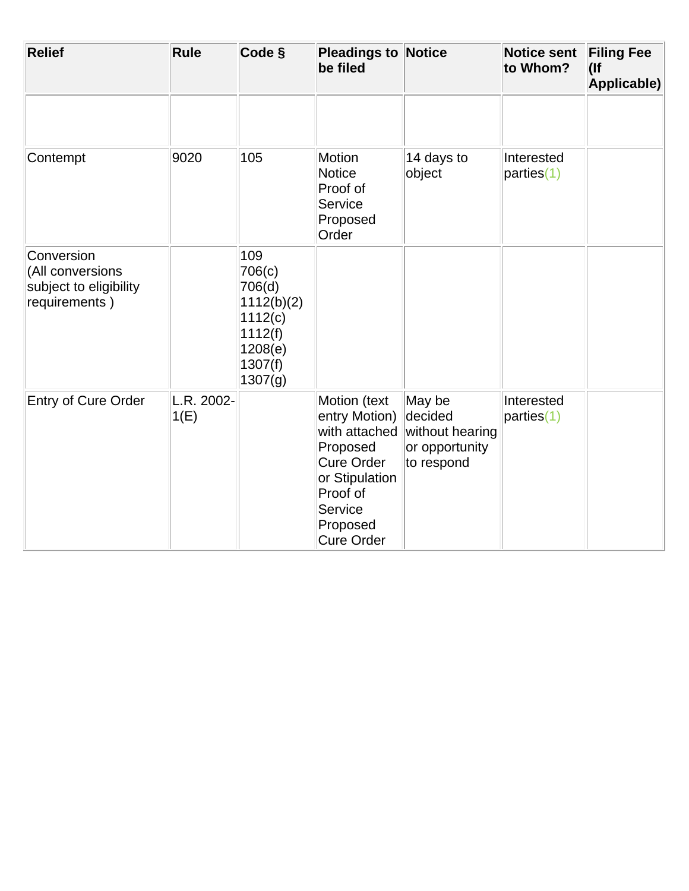| Relief | Rule | Code § | Pleadings to be filed | Notice | Notice sent to Whom? | Filing Fee (If Applicable) |
|---|---|---|---|---|---|---|
| | | | | | | |
| Contempt | 9020 | 105 | Motion<br>Notice<br>Proof of Service<br>Proposed Order | 14 days to object | Interested parties(1) | |
| Conversion (All conversions subject to eligibility requirements ) | | 109<br>706(c)<br>706(d)<br>1112(b)(2)<br>1112(c)<br>1112(f)<br>1208(e)<br>1307(f)<br>1307(g) | | | | |
| Entry of Cure Order | L.R. 2002-1(E) | | Motion (text entry Motion) with attached Proposed Cure Order or Stipulation<br>Proof of Service<br>Proposed Cure Order | May be decided without hearing or opportunity to respond | Interested parties(1) | |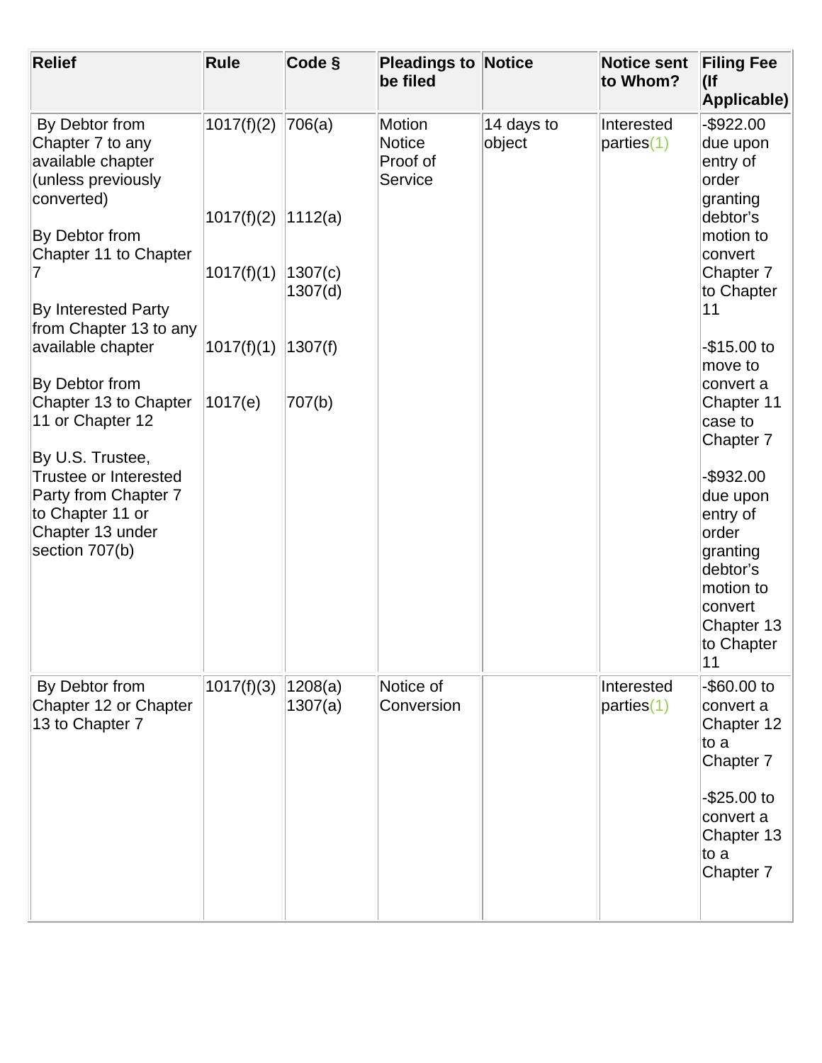| Relief | Rule | Code § | Pleadings to be filed | Notice | Notice sent to Whom? | Filing Fee (If Applicable) |
|---|---|---|---|---|---|---|
| By Debtor from Chapter 7 to any available chapter (unless previously converted)<br><br>By Debtor from Chapter 11 to Chapter 7<br><br>By Interested Party from Chapter 13 to any available chapter<br><br>By Debtor from Chapter 13 to Chapter 11 or Chapter 12<br><br>By U.S. Trustee, Trustee or Interested Party from Chapter 7 to Chapter 11 or Chapter 13 under section 707(b) | 1017(f)(2)<br><br>1017(f)(2)<br><br>1017(f)(1)<br><br>1017(f)(1)<br><br>1017(e) | 706(a)<br><br>1112(a)<br><br>1307(c) 1307(d)<br><br>1307(f)<br><br>707(b) | Motion Notice Proof of Service | 14 days to object | Interested parties(1) | -$922.00 due upon entry of order granting debtor's motion to convert Chapter 7 to Chapter 11<br><br>-$15.00 to move to convert a Chapter 11 case to Chapter 7<br><br>-$932.00 due upon entry of order granting debtor's motion to convert Chapter 13 to Chapter 11 |
| By Debtor from Chapter 12 or Chapter 13 to Chapter 7 | 1017(f)(3) | 1208(a) 1307(a) | Notice of Conversion | | Interested parties(1) | -$60.00 to convert a Chapter 12 to a Chapter 7<br><br>-$25.00 to convert a Chapter 13 to a Chapter 7 |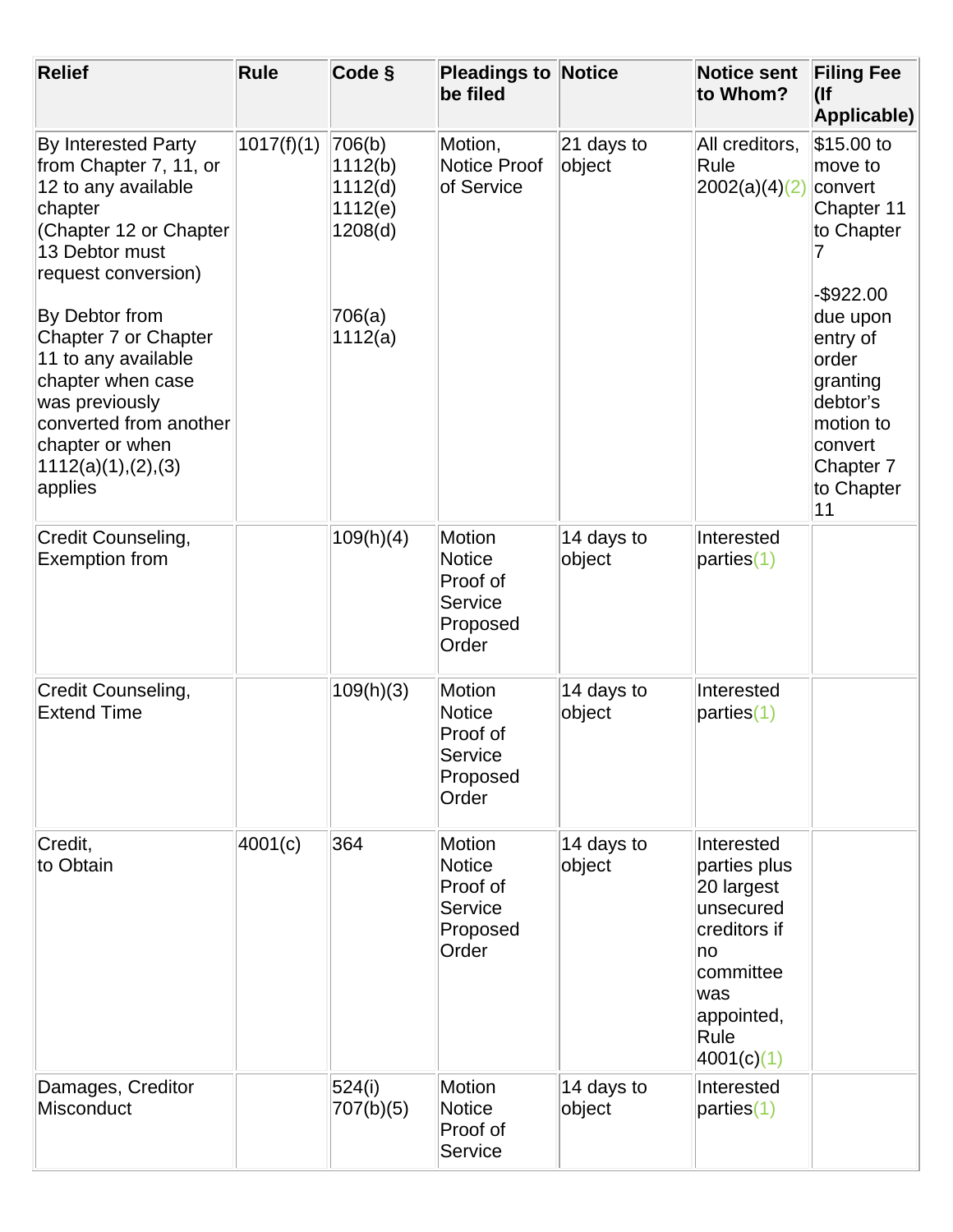| Relief | Rule | Code § | Pleadings to be filed | Notice | Notice sent to Whom? | Filing Fee (If Applicable) |
|---|---|---|---|---|---|---|
| By Interested Party from Chapter 7, 11, or 12 to any available chapter (Chapter 12 or Chapter 13 Debtor must request conversion)<br><br>By Debtor from Chapter 7 or Chapter 11 to any available chapter when case was previously converted from another chapter or when 1112(a)(1),(2),(3) applies | 1017(f)(1) | 706(b) 1112(b) 1112(d) 1112(e) 1208(d)<br><br>706(a) 1112(a) | Motion, Notice Proof of Service | 21 days to object | All creditors, Rule 2002(a)(4)(2) | $15.00 to move to convert Chapter 11 to Chapter 7<br><br>-$922.00 due upon entry of order granting debtor's motion to convert Chapter 7 to Chapter 11 |
| Credit Counseling, Exemption from | | 109(h)(4) | Motion Notice Proof of Service Proposed Order | 14 days to object | Interested parties(1) | |
| Credit Counseling, Extend Time | | 109(h)(3) | Motion Notice Proof of Service Proposed Order | 14 days to object | Interested parties(1) | |
| Credit, to Obtain | 4001(c) | 364 | Motion Notice Proof of Service Proposed Order | 14 days to object | Interested parties plus 20 largest unsecured creditors if no committee was appointed, Rule 4001(c)(1) | |
| Damages, Creditor Misconduct | | 524(i) 707(b)(5) | Motion Notice Proof of Service | 14 days to object | Interested parties(1) | |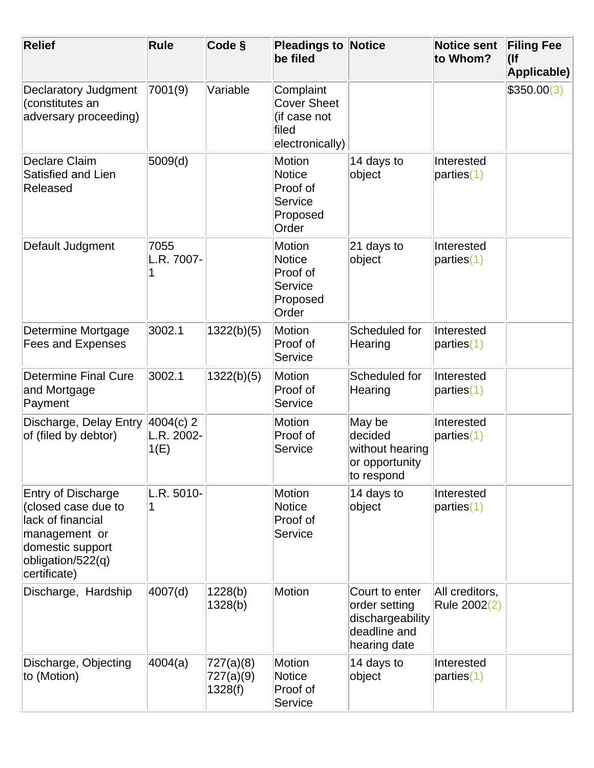| Relief | Rule | Code § | Pleadings to be filed | Notice | Notice sent to Whom? | Filing Fee (If Applicable) |
|---|---|---|---|---|---|---|
| Declaratory Judgment (constitutes an adversary proceeding) | 7001(9) | Variable | Complaint Cover Sheet (if case not filed electronically) | | | $350.00(3) |
| Declare Claim Satisfied and Lien Released | 5009(d) | | Motion Notice Proof of Service Proposed Order | 14 days to object | Interested parties(1) | |
| Default Judgment | 7055 L.R. 7007-1 | | Motion Notice Proof of Service Proposed Order | 21 days to object | Interested parties(1) | |
| Determine Mortgage Fees and Expenses | 3002.1 | 1322(b)(5) | Motion Proof of Service | Scheduled for Hearing | Interested parties(1) | |
| Determine Final Cure and Mortgage Payment | 3002.1 | 1322(b)(5) | Motion Proof of Service | Scheduled for Hearing | Interested parties(1) | |
| Discharge, Delay Entry of (filed by debtor) | 4004(c) 2 L.R. 2002-1(E) | | Motion Proof of Service | May be decided without hearing or opportunity to respond | Interested parties(1) | |
| Entry of Discharge (closed case due to lack of financial management or domestic support obligation/522(q) certificate) | L.R. 5010-1 | | Motion Notice Proof of Service | 14 days to object | Interested parties(1) | |
| Discharge, Hardship | 4007(d) | 1228(b) 1328(b) | Motion | Court to enter order setting dischargeability deadline and hearing date | All creditors, Rule 2002(2) | |
| Discharge, Objecting to (Motion) | 4004(a) | 727(a)(8) 727(a)(9) 1328(f) | Motion Notice Proof of Service | 14 days to object | Interested parties(1) | |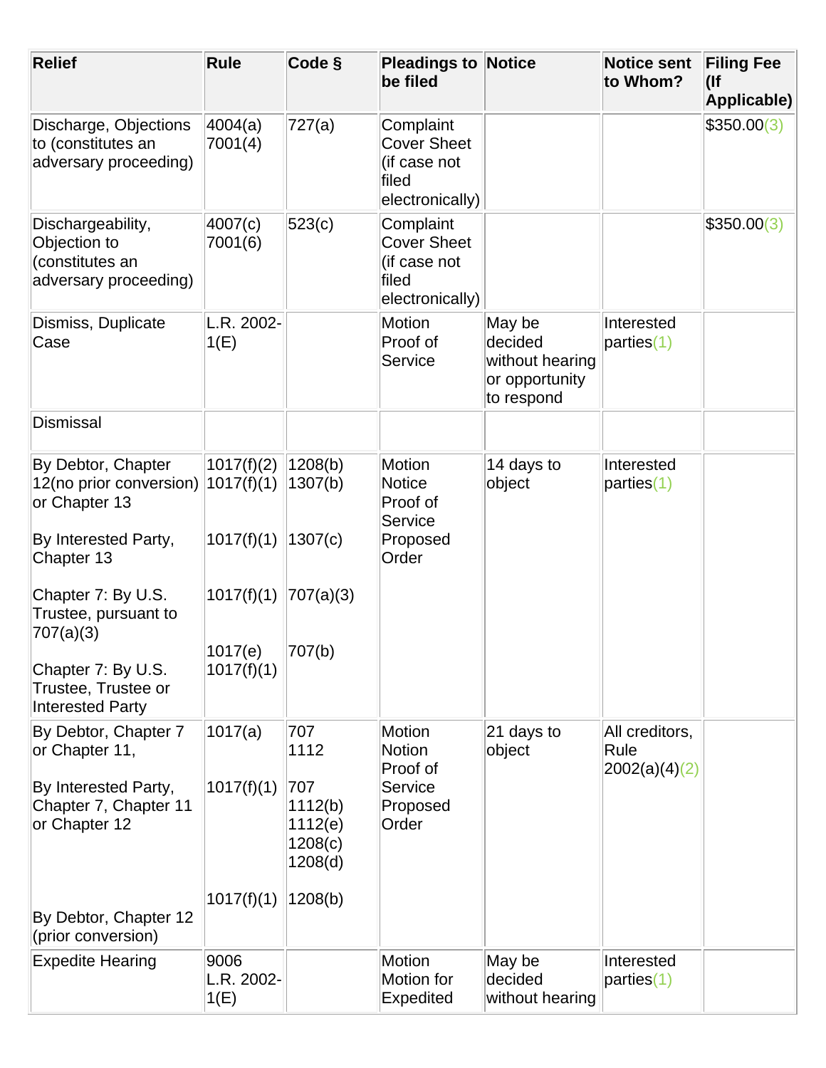| Relief | Rule | Code § | Pleadings to be filed | Notice | Notice sent to Whom? | Filing Fee (If Applicable) |
|---|---|---|---|---|---|---|
| Discharge, Objections to (constitutes an adversary proceeding) | 4004(a) 7001(4) | 727(a) | Complaint Cover Sheet (if case not filed electronically) | | | $350.00(3) |
| Dischargeability, Objection to (constitutes an adversary proceeding) | 4007(c) 7001(6) | 523(c) | Complaint Cover Sheet (if case not filed electronically) | | | $350.00(3) |
| Dismiss, Duplicate Case | L.R. 2002-1(E) | | Motion Proof of Service | May be decided without hearing or opportunity to respond | Interested parties(1) | |
| Dismissal | | | | | | |
| By Debtor, Chapter 12(no prior conversion) or Chapter 13<br><br>By Interested Party, Chapter 13<br><br>Chapter 7: By U.S. Trustee, pursuant to 707(a)(3)<br><br>Chapter 7: By U.S. Trustee, Trustee or Interested Party | 1017(f)(2) 1017(f)(1)<br><br>1017(f)(1)<br><br>1017(f)(1)<br><br>1017(e) 1017(f)(1) | 1208(b) 1307(b)<br><br>1307(c)<br><br>707(a)(3)<br><br>707(b) | Motion Notice Proof of Service Proposed Order | 14 days to object | Interested parties(1) | |
| By Debtor, Chapter 7 or Chapter 11,<br><br>By Interested Party, Chapter 7, Chapter 11 or Chapter 12<br><br>By Debtor, Chapter 12 (prior conversion) | 1017(a)<br><br>1017(f)(1)<br><br>1017(f)(1) | 707 1112<br><br>707 1112(b) 1112(e) 1208(c) 1208(d)<br><br>1208(b) | Motion Notion Proof of Service Proposed Order | 21 days to object | All creditors, Rule 2002(a)(4)(2) | |
| Expedite Hearing | 9006 L.R. 2002-1(E) | | Motion Motion for Expedited | May be decided without hearing | Interested parties(1) | |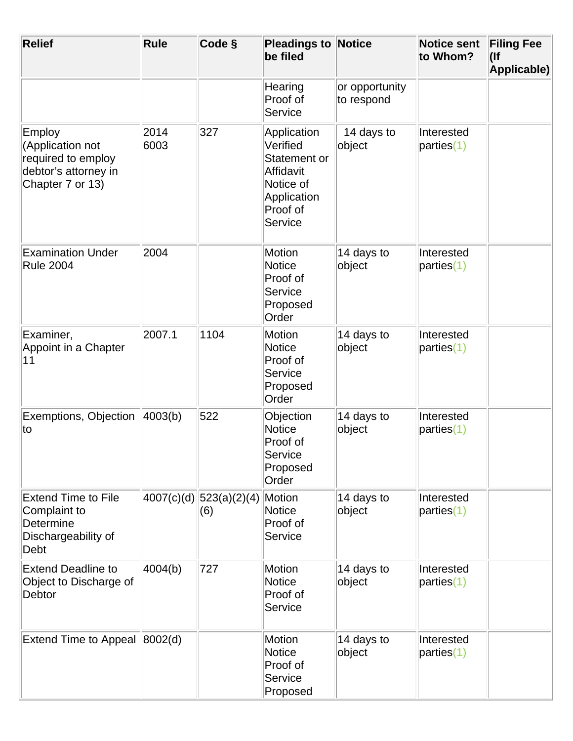| Relief | Rule | Code § | Pleadings to be filed | Notice | Notice sent to Whom? | Filing Fee (If Applicable) |
|---|---|---|---|---|---|---|
| | | | Hearing<br>Proof of Service | or opportunity to respond | | |
| Employ (Application not required to employ debtor's attorney in Chapter 7 or 13) | 2014<br>6003 | 327 | Application<br>Verified Statement or Affidavit<br>Notice of Application<br>Proof of Service | 14 days to object | Interested parties(1) | |
| Examination Under Rule 2004 | 2004 | | Motion<br>Notice<br>Proof of Service<br>Proposed Order | 14 days to object | Interested parties(1) | |
| Examiner, Appoint in a Chapter 11 | 2007.1 | 1104 | Motion<br>Notice<br>Proof of Service<br>Proposed Order | 14 days to object | Interested parties(1) | |
| Exemptions, Objection to | 4003(b) | 522 | Objection<br>Notice<br>Proof of Service<br>Proposed Order | 14 days to object | Interested parties(1) | |
| Extend Time to File Complaint to Determine Dischargeability of Debt | 4007(c)(d) | 523(a)(2)(4)(6) | Motion<br>Notice<br>Proof of Service | 14 days to object | Interested parties(1) | |
| Extend Deadline to Object to Discharge of Debtor | 4004(b) | 727 | Motion<br>Notice<br>Proof of Service | 14 days to object | Interested parties(1) | |
| Extend Time to Appeal | 8002(d) | | Motion<br>Notice<br>Proof of Service<br>Proposed | 14 days to object | Interested parties(1) | |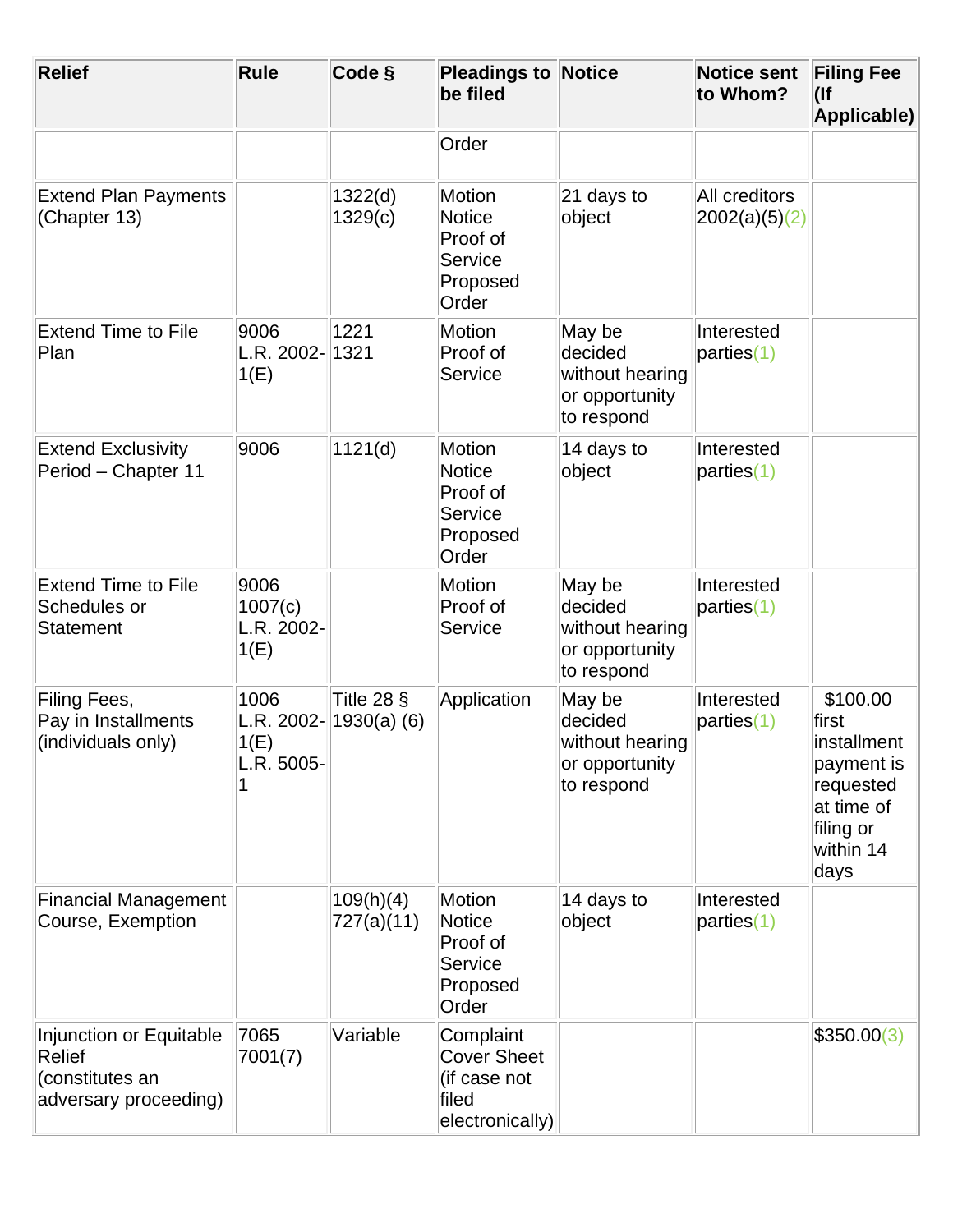| Relief | Rule | Code § | Pleadings to be filed | Notice | Notice sent to Whom? | Filing Fee (If Applicable) |
|---|---|---|---|---|---|---|
| | | | Order | | | |
| Extend Plan Payments (Chapter 13) | | 1322(d) 1329(c) | Motion Notice Proof of Service Proposed Order | 21 days to object | All creditors 2002(a)(5)(2) | |
| Extend Time to File Plan | 9006 L.R. 2002-1(E) | 1221 1321 | Motion Proof of Service | May be decided without hearing or opportunity to respond | Interested parties(1) | |
| Extend Exclusivity Period – Chapter 11 | 9006 | 1121(d) | Motion Notice Proof of Service Proposed Order | 14 days to object | Interested parties(1) | |
| Extend Time to File Schedules or Statement | 9006 1007(c) L.R. 2002-1(E) | | Motion Proof of Service | May be decided without hearing or opportunity to respond | Interested parties(1) | |
| Filing Fees, Pay in Installments (individuals only) | 1006 L.R. 2002-1(E) L.R. 5005-1 | Title 28 § 1930(a) (6) | Application | May be decided without hearing or opportunity to respond | Interested parties(1) | $100.00 first installment payment is requested at time of filing or within 14 days |
| Financial Management Course, Exemption | | 109(h)(4) 727(a)(11) | Motion Notice Proof of Service Proposed Order | 14 days to object | Interested parties(1) | |
| Injunction or Equitable Relief (constitutes an adversary proceeding) | 7065 7001(7) | Variable | Complaint Cover Sheet (if case not filed electronically) | | | $350.00(3) |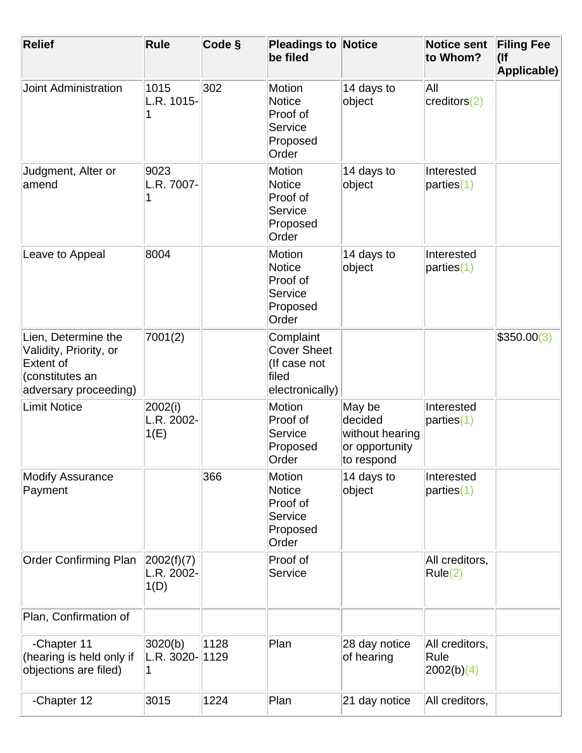| Relief | Rule | Code § | Pleadings to be filed | Notice | Notice sent to Whom? | Filing Fee (If Applicable) |
|---|---|---|---|---|---|---|
| Joint Administration | 1015 L.R. 1015-1 | 302 | Motion Notice Proof of Service Proposed Order | 14 days to object | All creditors(2) | |
| Judgment, Alter or amend | 9023 L.R. 7007-1 | | Motion Notice Proof of Service Proposed Order | 14 days to object | Interested parties(1) | |
| Leave to Appeal | 8004 | | Motion Notice Proof of Service Proposed Order | 14 days to object | Interested parties(1) | |
| Lien, Determine the Validity, Priority, or Extent of (constitutes an adversary proceeding) | 7001(2) | | Complaint Cover Sheet (If case not filed electronically) | | | $350.00(3) |
| Limit Notice | 2002(i) L.R. 2002-1(E) | | Motion Proof of Service Proposed Order | May be decided without hearing or opportunity to respond | Interested parties(1) | |
| Modify Assurance Payment | | 366 | Motion Notice Proof of Service Proposed Order | 14 days to object | Interested parties(1) | |
| Order Confirming Plan | 2002(f)(7) L.R. 2002-1(D) | | Proof of Service | | All creditors, Rule(2) | |
| Plan, Confirmation of | | | | | | |
| -Chapter 11 (hearing is held only if objections are filed) | 3020(b) L.R. 3020-1 | 1128 1129 | Plan | 28 day notice of hearing | All creditors, Rule 2002(b)(4) | |
| -Chapter 12 | 3015 | 1224 | Plan | 21 day notice | All creditors, | |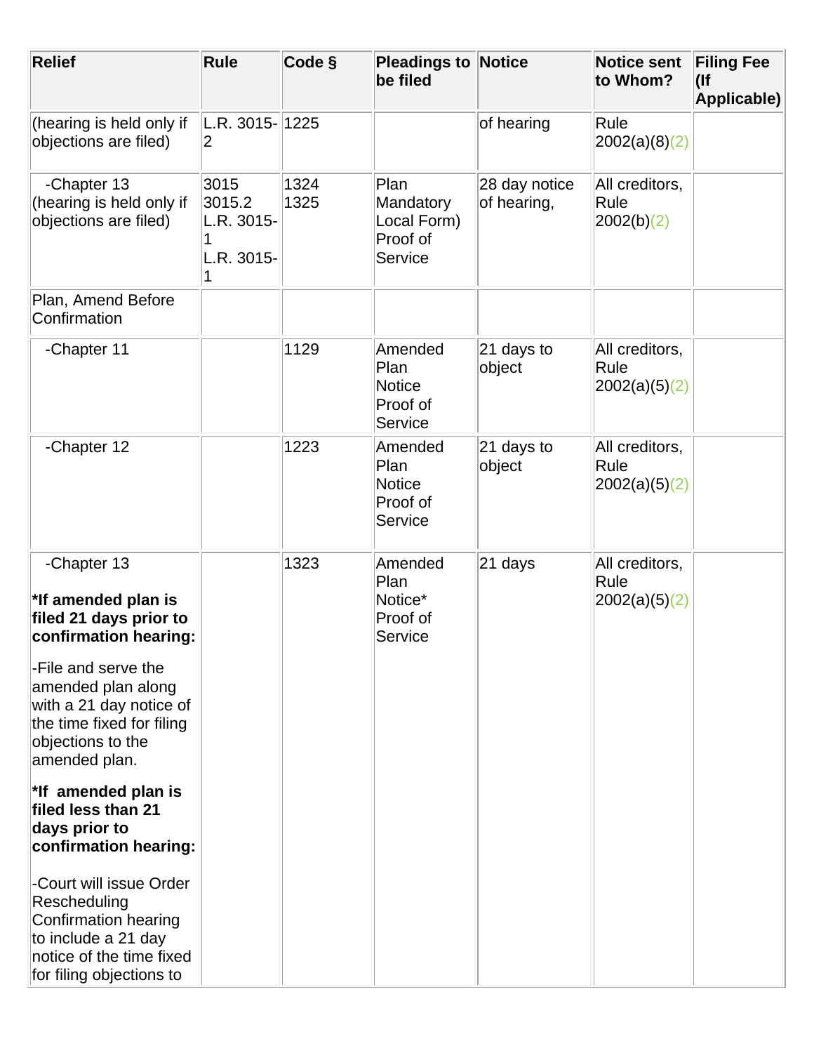| Relief | Rule | Code § | Pleadings to be filed | Notice | Notice sent to Whom? | Filing Fee (If Applicable) |
|---|---|---|---|---|---|---|
| (hearing is held only if objections are filed) | L.R. 3015-2 | 1225 | | of hearing | Rule 2002(a)(8)(2) | |
| -Chapter 13 (hearing is held only if objections are filed) | 3015 3015.2 L.R. 3015-1 L.R. 3015-1 | 1324 1325 | Plan Mandatory Local Form) Proof of Service | 28 day notice of hearing, | All creditors, Rule 2002(b)(2) | |
| Plan, Amend Before Confirmation | | | | | | |
| -Chapter 11 | | 1129 | Amended Plan Notice Proof of Service | 21 days to object | All creditors, Rule 2002(a)(5)(2) | |
| -Chapter 12 | | 1223 | Amended Plan Notice Proof of Service | 21 days to object | All creditors, Rule 2002(a)(5)(2) | |
| -Chapter 13 **\*If amended plan is filed 21 days prior to confirmation hearing:** -File and serve the amended plan along with a 21 day notice of the time fixed for filing objections to the amended plan. **\*If amended plan is filed less than 21 days prior to confirmation hearing:** -Court will issue Order Rescheduling Confirmation hearing to include a 21 day notice of the time fixed for filing objections to | | 1323 | Amended Plan Notice* Proof of Service | 21 days | All creditors, Rule 2002(a)(5)(2) | |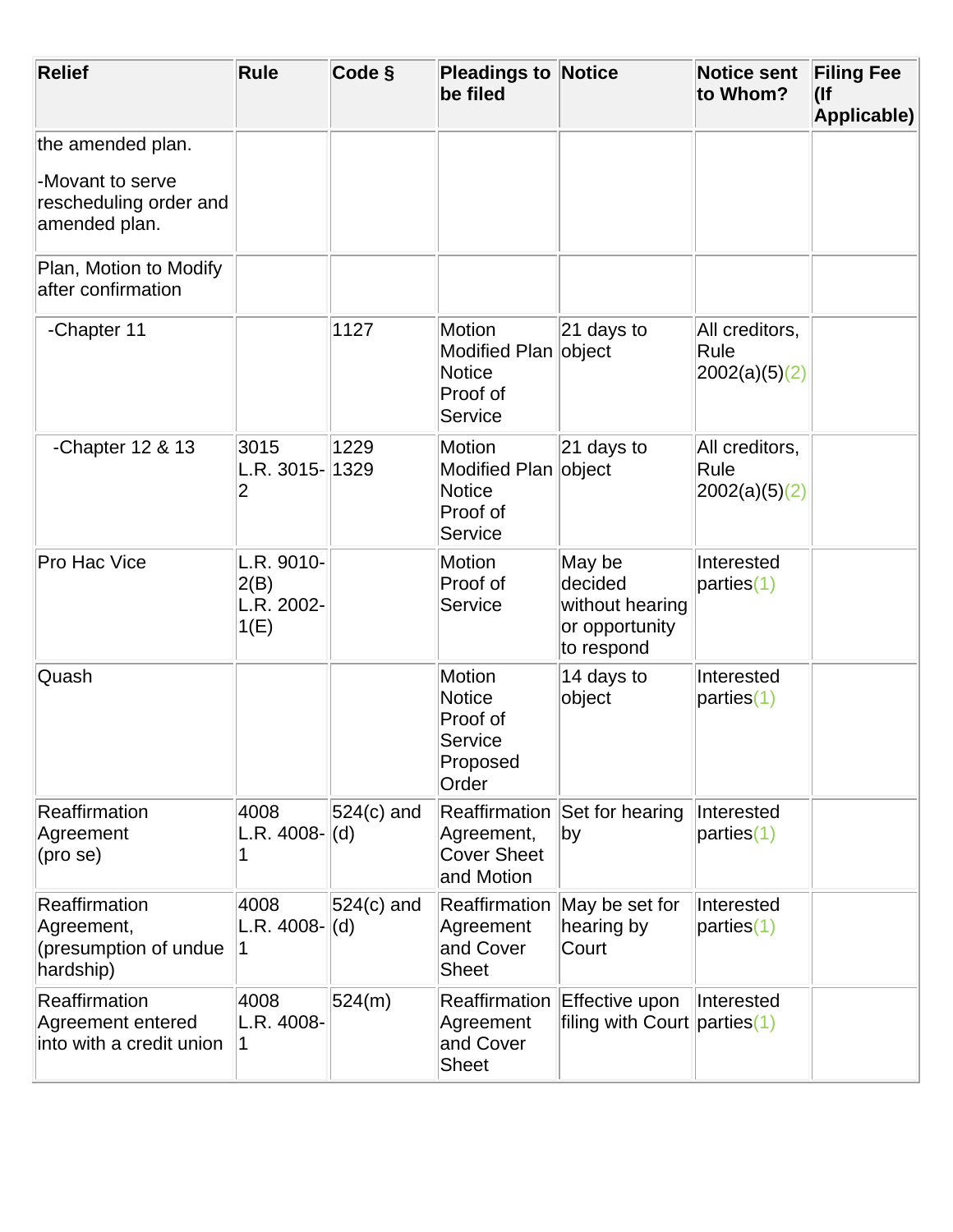| Relief | Rule | Code § | Pleadings to be filed | Notice | Notice sent to Whom? | Filing Fee (If Applicable) |
|---|---|---|---|---|---|---|
| the amended plan.<br>-Movant to serve rescheduling order and amended plan. | | | | | | |
| Plan, Motion to Modify after confirmation | | | | | | |
| -Chapter 11 | | 1127 | Motion<br>Modified Plan<br>Notice<br>Proof of Service | 21 days to object | All creditors, Rule 2002(a)(5)(2) | |
| -Chapter 12 & 13 | 3015<br>L.R. 3015-2 | 1229<br>1329 | Motion<br>Modified Plan<br>Notice<br>Proof of Service | 21 days to object | All creditors, Rule 2002(a)(5)(2) | |
| Pro Hac Vice | L.R. 9010-2(B)<br>L.R. 2002-1(E) | | Motion<br>Proof of Service | May be decided without hearing or opportunity to respond | Interested parties(1) | |
| Quash | | | Motion<br>Notice<br>Proof of Service<br>Proposed Order | 14 days to object | Interested parties(1) | |
| Reaffirmation Agreement (pro se) | 4008<br>L.R. 4008-1 | 524(c) and (d) | Reaffirmation Agreement, Cover Sheet and Motion | Set for hearing by | Interested parties(1) | |
| Reaffirmation Agreement, (presumption of undue hardship) | 4008<br>L.R. 4008-1 | 524(c) and (d) | Reaffirmation Agreement and Cover Sheet | May be set for hearing by Court | Interested parties(1) | |
| Reaffirmation Agreement entered into with a credit union | 4008<br>L.R. 4008-1 | 524(m) | Reaffirmation Agreement and Cover Sheet | Effective upon filing with Court | Interested parties(1) | |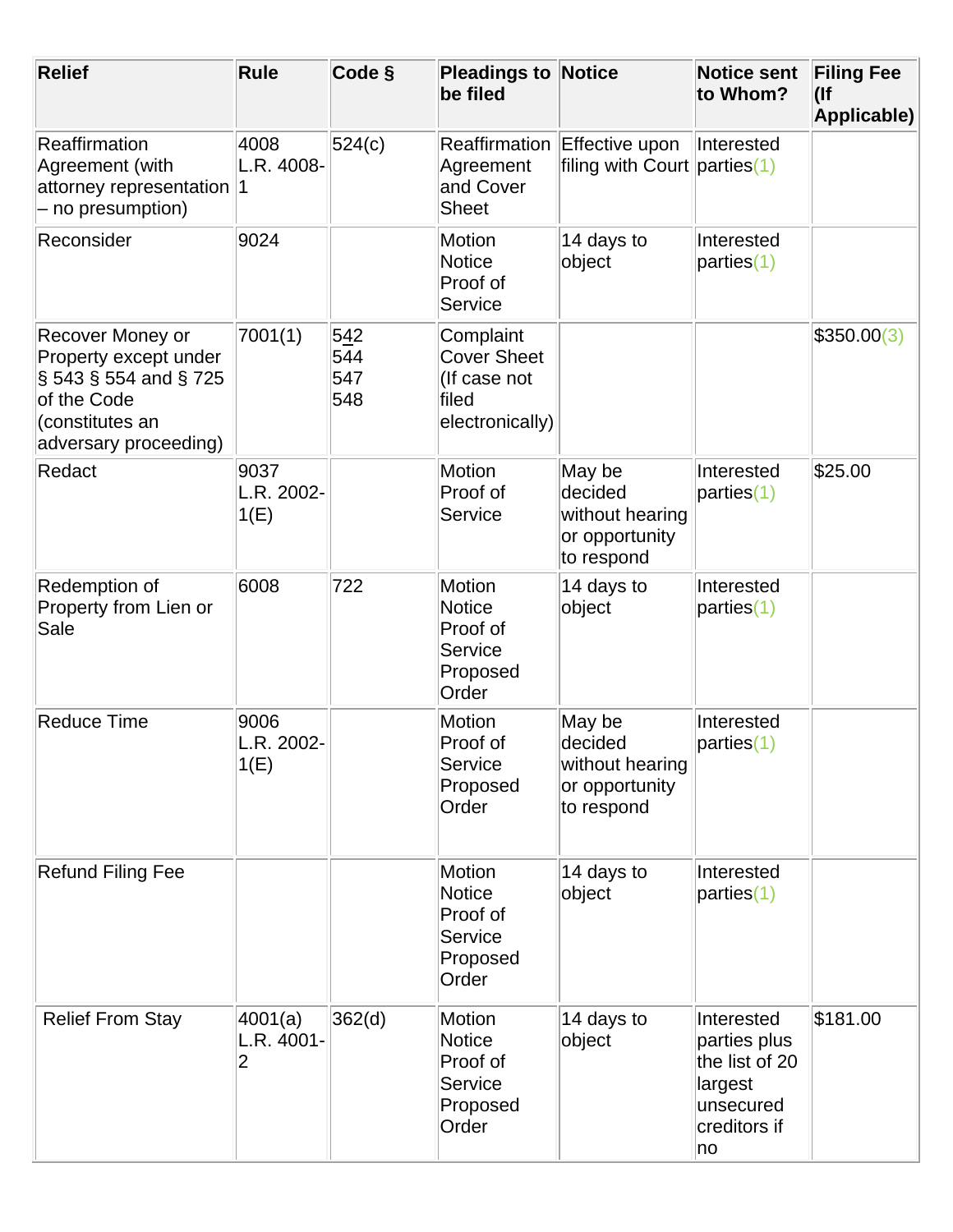| Relief | Rule | Code § | Pleadings to be filed | Notice | Notice sent to Whom? | Filing Fee (If Applicable) |
|---|---|---|---|---|---|---|
| Reaffirmation Agreement (with attorney representation – no presumption) | 4008 L.R. 4008-1 | 524(c) | Reaffirmation Agreement and Cover Sheet | Effective upon filing with Court | Interested parties(1) | |
| Reconsider | 9024 | | Motion Notice Proof of Service | 14 days to object | Interested parties(1) | |
| Recover Money or Property except under § 543 § 554 and § 725 of the Code (constitutes an adversary proceeding) | 7001(1) | 542 544 547 548 | Complaint Cover Sheet (If case not filed electronically) | | | $350.00(3) |
| Redact | 9037 L.R. 2002-1(E) | | Motion Proof of Service | May be decided without hearing or opportunity to respond | Interested parties(1) | $25.00 |
| Redemption of Property from Lien or Sale | 6008 | 722 | Motion Notice Proof of Service Proposed Order | 14 days to object | Interested parties(1) | |
| Reduce Time | 9006 L.R. 2002-1(E) | | Motion Proof of Service Proposed Order | May be decided without hearing or opportunity to respond | Interested parties(1) | |
| Refund Filing Fee | | | Motion Notice Proof of Service Proposed Order | 14 days to object | Interested parties(1) | |
| Relief From Stay | 4001(a) L.R. 4001-2 | 362(d) | Motion Notice Proof of Service Proposed Order | 14 days to object | Interested parties plus the list of 20 largest unsecured creditors if no | $181.00 |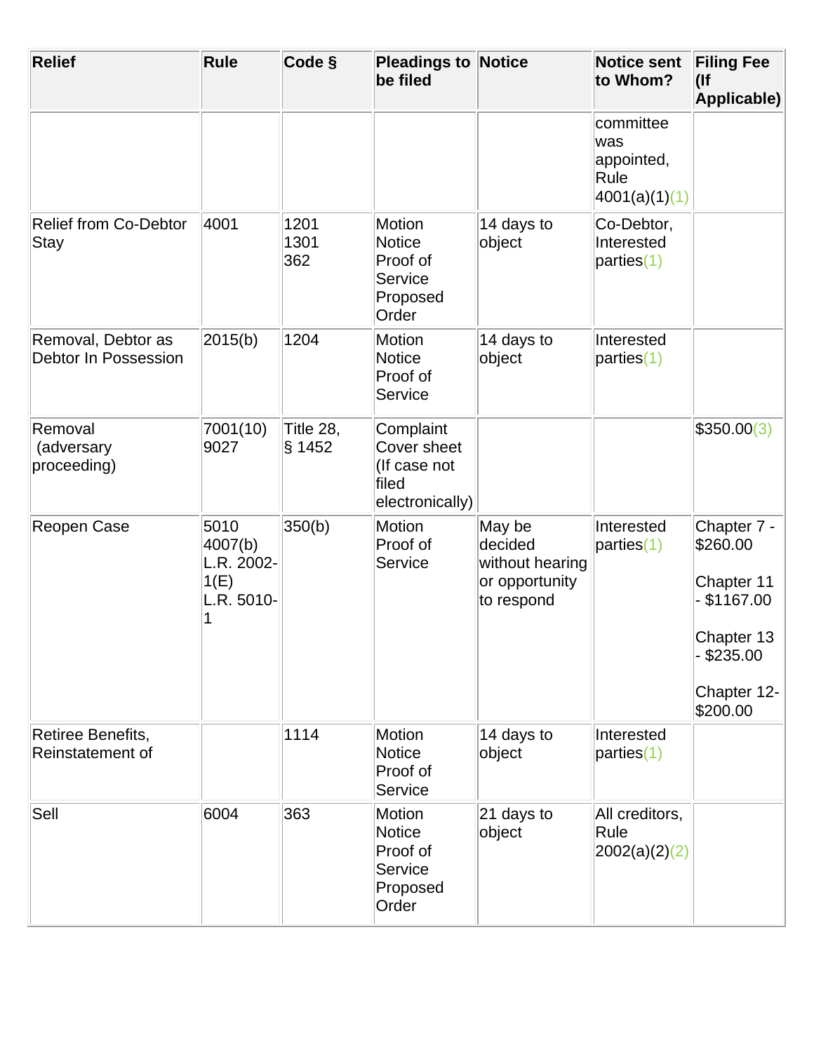| Relief | Rule | Code § | Pleadings to be filed | Notice | Notice sent to Whom? | Filing Fee (If Applicable) |
|---|---|---|---|---|---|---|
| | | | | | committee was appointed, Rule 4001(a)(1)(1) | |
| Relief from Co-Debtor Stay | 4001 | 1201<br>1301<br>362 | Motion<br>Notice<br>Proof of Service<br>Proposed Order | 14 days to object | Co-Debtor, Interested parties(1) | |
| Removal, Debtor as Debtor In Possession | 2015(b) | 1204 | Motion<br>Notice<br>Proof of Service | 14 days to object | Interested parties(1) | |
| Removal (adversary proceeding) | 7001(10)<br>9027 | Title 28, § 1452 | Complaint<br>Cover sheet (If case not filed electronically) | | | $350.00(3) |
| Reopen Case | 5010<br>4007(b)<br>L.R. 2002-1(E)<br>L.R. 5010-1 | 350(b) | Motion<br>Proof of Service | May be decided without hearing or opportunity to respond | Interested parties(1) | Chapter 7 - $260.00<br>Chapter 11 - $1167.00<br>Chapter 13 - $235.00<br>Chapter 12- $200.00 |
| Retiree Benefits, Reinstatement of | | 1114 | Motion<br>Notice<br>Proof of Service | 14 days to object | Interested parties(1) | |
| Sell | 6004 | 363 | Motion<br>Notice<br>Proof of Service<br>Proposed Order | 21 days to object | All creditors, Rule 2002(a)(2)(2) | |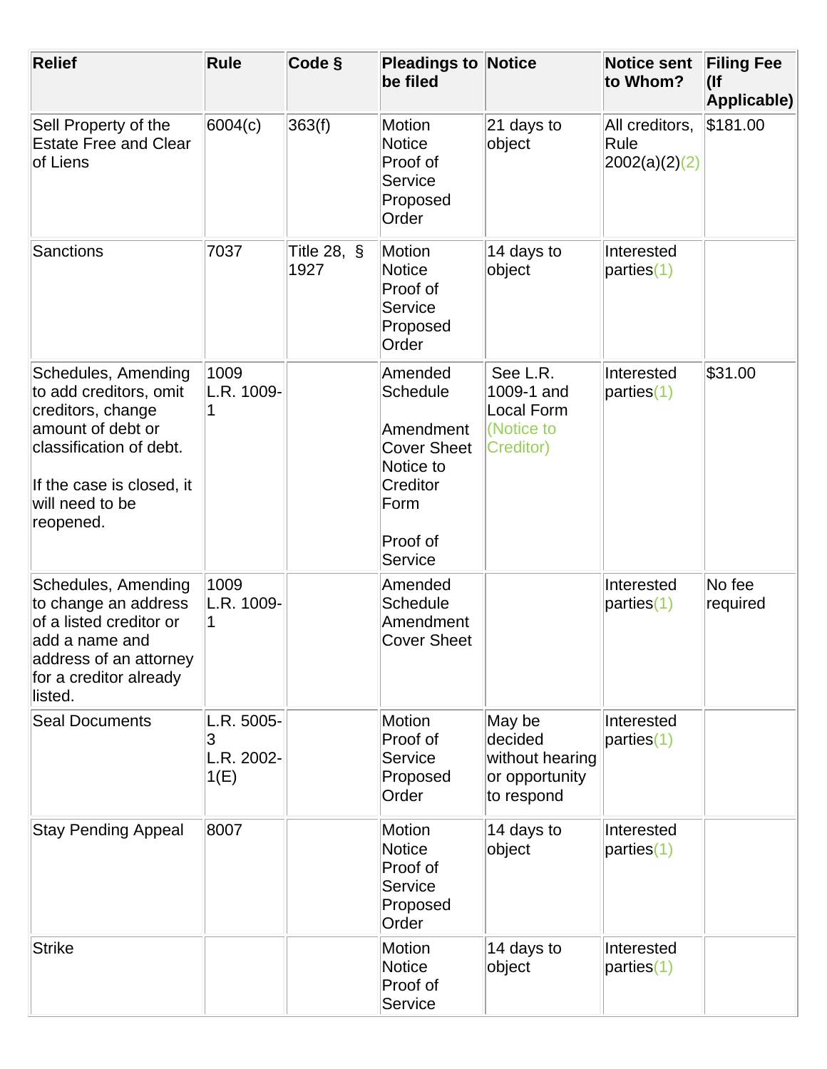| Relief | Rule | Code § | Pleadings to be filed | Notice | Notice sent to Whom? | Filing Fee (If Applicable) |
|---|---|---|---|---|---|---|
| Sell Property of the Estate Free and Clear of Liens | 6004(c) | 363(f) | Motion<br>Notice<br>Proof of Service<br>Proposed Order | 21 days to object | All creditors, Rule 2002(a)(2)(2) | $181.00 |
| Sanctions | 7037 | Title 28, § 1927 | Motion<br>Notice<br>Proof of Service<br>Proposed Order | 14 days to object | Interested parties(1) | |
| Schedules, Amending to add creditors, omit creditors, change amount of debt or classification of debt.<br><br>If the case is closed, it will need to be reopened. | 1009<br>L.R. 1009-1 | | Amended Schedule<br><br>Amendment Cover Sheet<br>Notice to Creditor Form<br><br>Proof of Service | See L.R. 1009-1 and Local Form (Notice to Creditor) | Interested parties(1) | $31.00 |
| Schedules, Amending to change an address of a listed creditor or add a name and address of an attorney for a creditor already listed. | 1009<br>L.R. 1009-1 | | Amended Schedule<br>Amendment Cover Sheet | | Interested parties(1) | No fee required |
| Seal Documents | L.R. 5005-3<br>L.R. 2002-1(E) | | Motion<br>Proof of Service<br>Proposed Order | May be decided without hearing or opportunity to respond | Interested parties(1) | |
| Stay Pending Appeal | 8007 | | Motion<br>Notice<br>Proof of Service<br>Proposed Order | 14 days to object | Interested parties(1) | |
| Strike | | | Motion<br>Notice<br>Proof of Service | 14 days to object | Interested parties(1) | |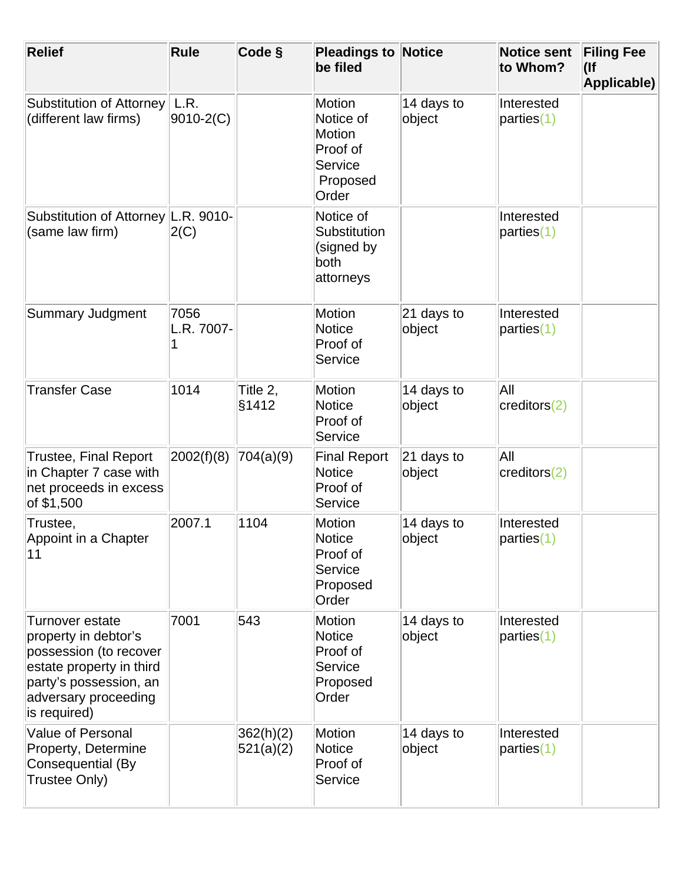| Relief | Rule | Code § | Pleadings to be filed | Notice | Notice sent to Whom? | Filing Fee (If Applicable) |
|---|---|---|---|---|---|---|
| Substitution of Attorney (different law firms) | L.R. 9010-2(C) | | Motion<br>Notice of Motion<br>Proof of Service<br>Proposed Order | 14 days to object | Interested parties(1) | |
| Substitution of Attorney (same law firm) | L.R. 9010-2(C) | | Notice of Substitution (signed by both attorneys | | Interested parties(1) | |
| Summary Judgment | 7056<br>L.R. 7007-1 | | Motion<br>Notice<br>Proof of Service | 21 days to object | Interested parties(1) | |
| Transfer Case | 1014 | Title 2, §1412 | Motion<br>Notice<br>Proof of Service | 14 days to object | All creditors(2) | |
| Trustee, Final Report in Chapter 7 case with net proceeds in excess of $1,500 | 2002(f)(8) | 704(a)(9) | Final Report<br>Notice<br>Proof of Service | 21 days to object | All creditors(2) | |
| Trustee, Appoint in a Chapter 11 | 2007.1 | 1104 | Motion<br>Notice<br>Proof of Service<br>Proposed Order | 14 days to object | Interested parties(1) | |
| Turnover estate property in debtor's possession (to recover estate property in third party's possession, an adversary proceeding is required) | 7001 | 543 | Motion<br>Notice<br>Proof of Service<br>Proposed Order | 14 days to object | Interested parties(1) | |
| Value of Personal Property, Determine Consequential (By Trustee Only) | | 362(h)(2)<br>521(a)(2) | Motion<br>Notice<br>Proof of Service | 14 days to object | Interested parties(1) | |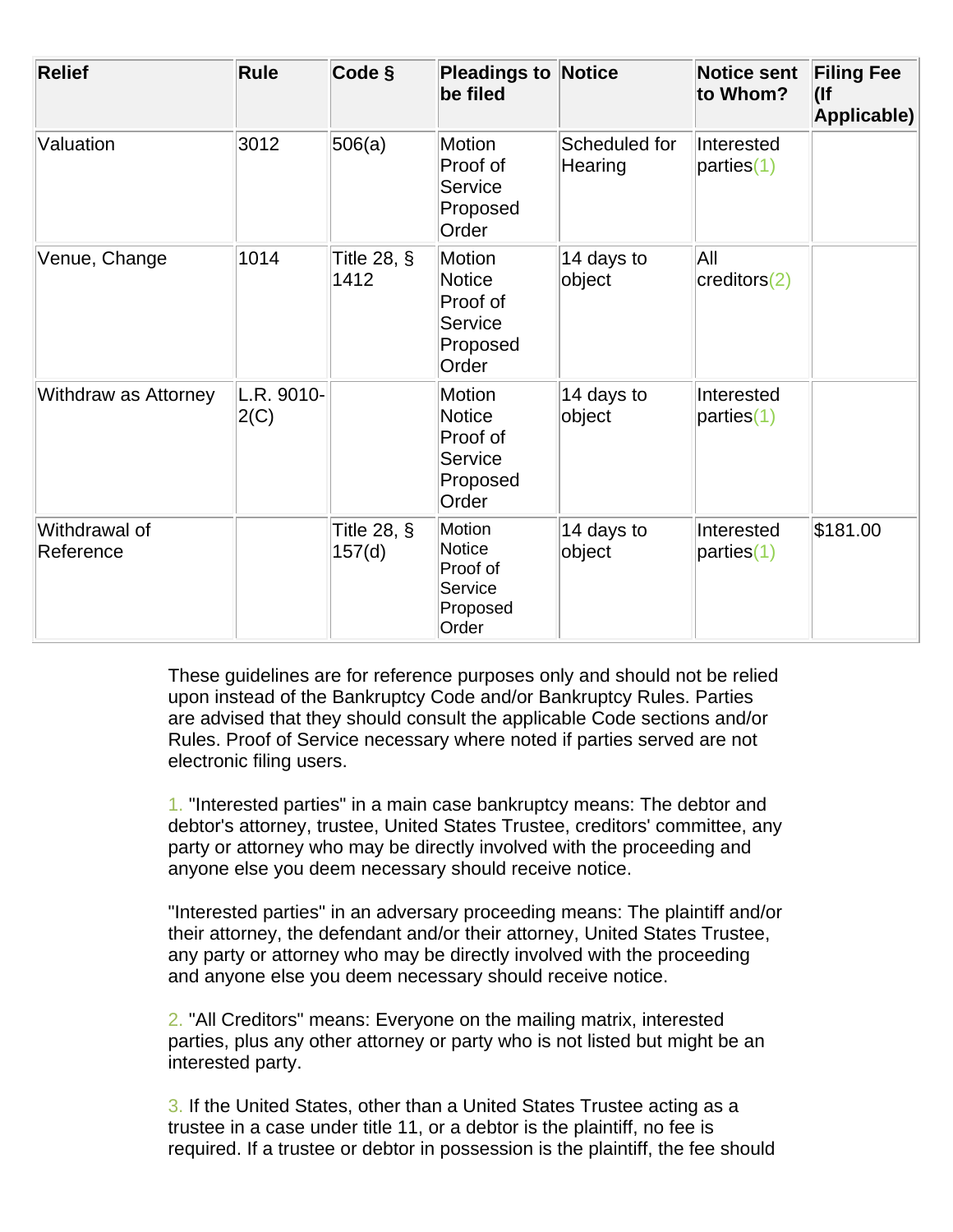| Relief | Rule | Code § | Pleadings to be filed | Notice | Notice sent to Whom? | Filing Fee (If Applicable) |
|---|---|---|---|---|---|---|
| Valuation | 3012 | 506(a) | Motion<br>Proof of Service<br>Proposed Order | Scheduled for Hearing | Interested parties(1) | |
| Venue, Change | 1014 | Title 28, § 1412 | Motion<br>Notice<br>Proof of Service<br>Proposed Order | 14 days to object | All creditors(2) | |
| Withdraw as Attorney | L.R. 9010-2(C) | | Motion<br>Notice<br>Proof of Service<br>Proposed Order | 14 days to object | Interested parties(1) | |
| Withdrawal of Reference | | Title 28, § 157(d) | Motion<br>Notice<br>Proof of Service<br>Proposed Order | 14 days to object | Interested parties(1) | $181.00 |

These guidelines are for reference purposes only and should not be relied upon instead of the Bankruptcy Code and/or Bankruptcy Rules. Parties are advised that they should consult the applicable Code sections and/or Rules. Proof of Service necessary where noted if parties served are not electronic filing users.

1. "Interested parties" in a main case bankruptcy means: The debtor and debtor's attorney, trustee, United States Trustee, creditors' committee, any party or attorney who may be directly involved with the proceeding and anyone else you deem necessary should receive notice.

"Interested parties" in an adversary proceeding means: The plaintiff and/or their attorney, the defendant and/or their attorney, United States Trustee, any party or attorney who may be directly involved with the proceeding and anyone else you deem necessary should receive notice.

2. "All Creditors" means: Everyone on the mailing matrix, interested parties, plus any other attorney or party who is not listed but might be an interested party.

3. If the United States, other than a United States Trustee acting as a trustee in a case under title 11, or a debtor is the plaintiff, no fee is required. If a trustee or debtor in possession is the plaintiff, the fee should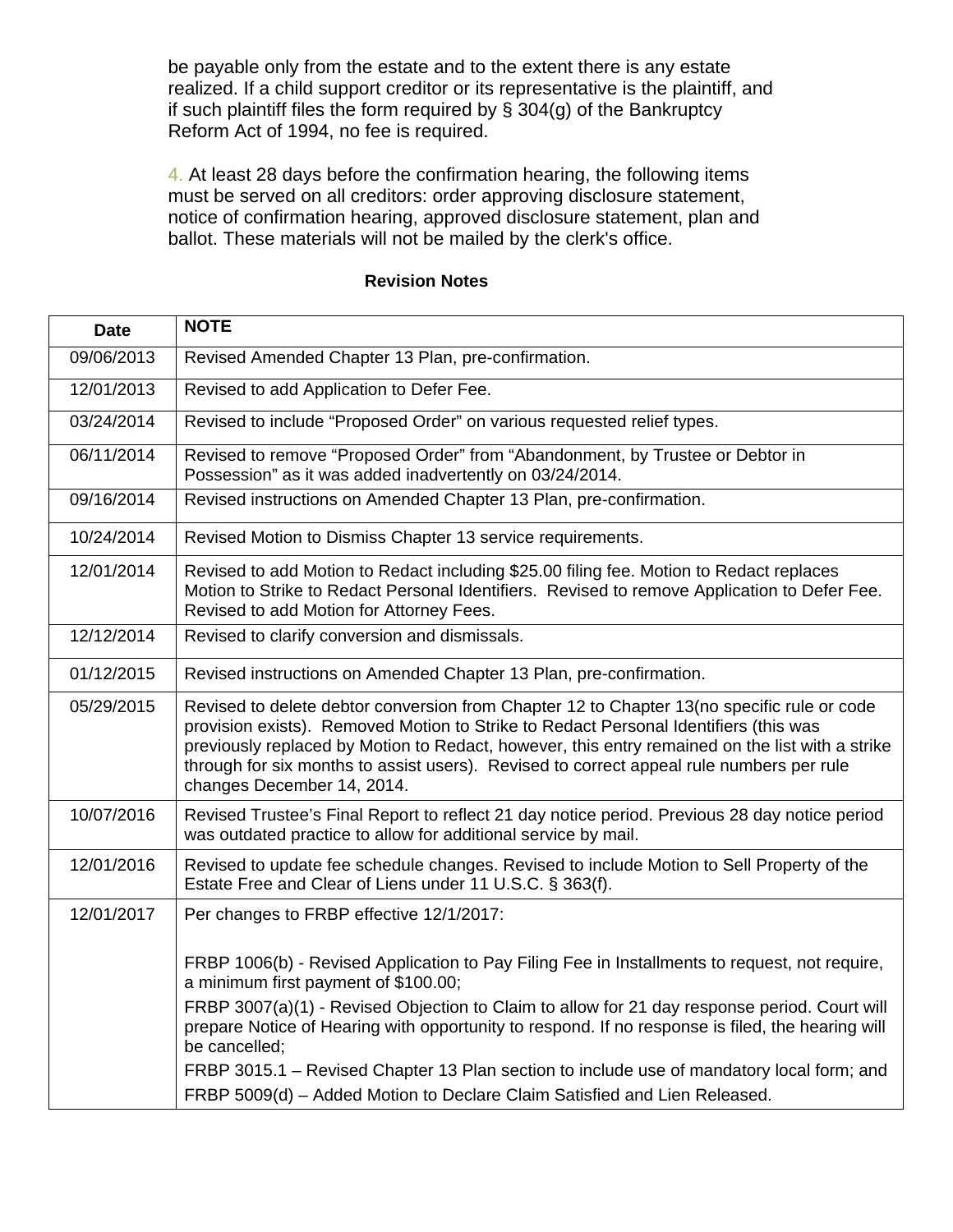be payable only from the estate and to the extent there is any estate realized. If a child support creditor or its representative is the plaintiff, and if such plaintiff files the form required by § 304(g) of the Bankruptcy Reform Act of 1994, no fee is required.

4. At least 28 days before the confirmation hearing, the following items must be served on all creditors: order approving disclosure statement, notice of confirmation hearing, approved disclosure statement, plan and ballot. These materials will not be mailed by the clerk's office.

**Revision Notes**

| Date | NOTE |
|---|---|
| 09/06/2013 | Revised Amended Chapter 13 Plan, pre-confirmation. |
| 12/01/2013 | Revised to add Application to Defer Fee. |
| 03/24/2014 | Revised to include "Proposed Order" on various requested relief types. |
| 06/11/2014 | Revised to remove "Proposed Order" from "Abandonment, by Trustee or Debtor in Possession" as it was added inadvertently on 03/24/2014. |
| 09/16/2014 | Revised instructions on Amended Chapter 13 Plan, pre-confirmation. |
| 10/24/2014 | Revised Motion to Dismiss Chapter 13 service requirements. |
| 12/01/2014 | Revised to add Motion to Redact including $25.00 filing fee. Motion to Redact replaces Motion to Strike to Redact Personal Identifiers. Revised to remove Application to Defer Fee. Revised to add Motion for Attorney Fees. |
| 12/12/2014 | Revised to clarify conversion and dismissals. |
| 01/12/2015 | Revised instructions on Amended Chapter 13 Plan, pre-confirmation. |
| 05/29/2015 | Revised to delete debtor conversion from Chapter 12 to Chapter 13(no specific rule or code provision exists). Removed Motion to Strike to Redact Personal Identifiers (this was previously replaced by Motion to Redact, however, this entry remained on the list with a strike through for six months to assist users). Revised to correct appeal rule numbers per rule changes December 14, 2014. |
| 10/07/2016 | Revised Trustee's Final Report to reflect 21 day notice period. Previous 28 day notice period was outdated practice to allow for additional service by mail. |
| 12/01/2016 | Revised to update fee schedule changes. Revised to include Motion to Sell Property of the Estate Free and Clear of Liens under 11 U.S.C. § 363(f). |
| 12/01/2017 | Per changes to FRBP effective 12/1/2017:<br><br>FRBP 1006(b) - Revised Application to Pay Filing Fee in Installments to request, not require, a minimum first payment of $100.00;<br>FRBP 3007(a)(1) - Revised Objection to Claim to allow for 21 day response period. Court will prepare Notice of Hearing with opportunity to respond. If no response is filed, the hearing will be cancelled;<br>FRBP 3015.1 – Revised Chapter 13 Plan section to include use of mandatory local form; and<br>FRBP 5009(d) – Added Motion to Declare Claim Satisfied and Lien Released. |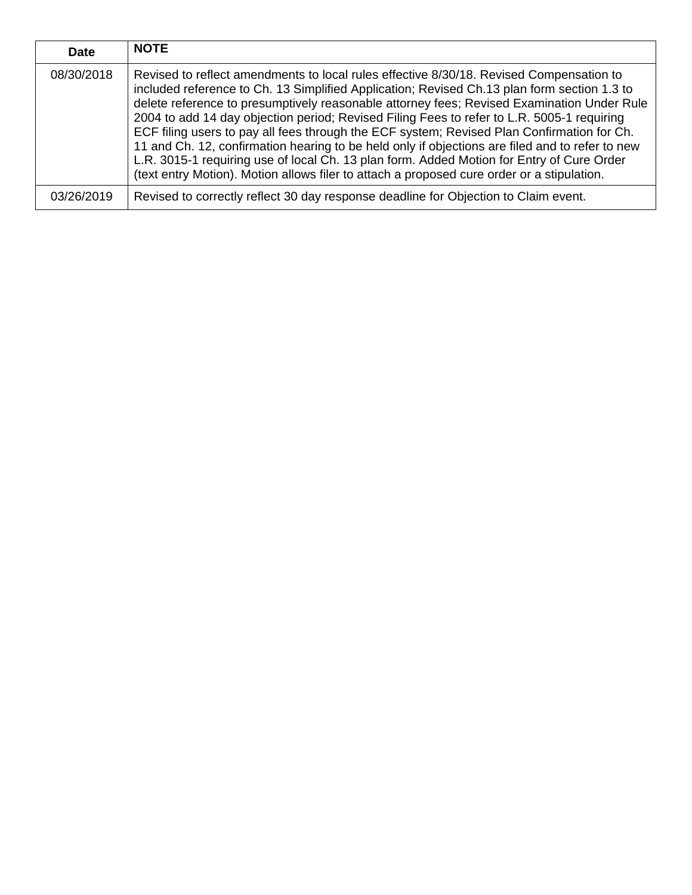| Date | NOTE |
|---|---|
| 08/30/2018 | Revised to reflect amendments to local rules effective 8/30/18. Revised Compensation to included reference to Ch. 13 Simplified Application; Revised Ch.13 plan form section 1.3 to delete reference to presumptively reasonable attorney fees; Revised Examination Under Rule 2004 to add 14 day objection period; Revised Filing Fees to refer to L.R. 5005-1 requiring ECF filing users to pay all fees through the ECF system; Revised Plan Confirmation for Ch. 11 and Ch. 12, confirmation hearing to be held only if objections are filed and to refer to new L.R. 3015-1 requiring use of local Ch. 13 plan form. Added Motion for Entry of Cure Order (text entry Motion). Motion allows filer to attach a proposed cure order or a stipulation. |
| 03/26/2019 | Revised to correctly reflect 30 day response deadline for Objection to Claim event. |